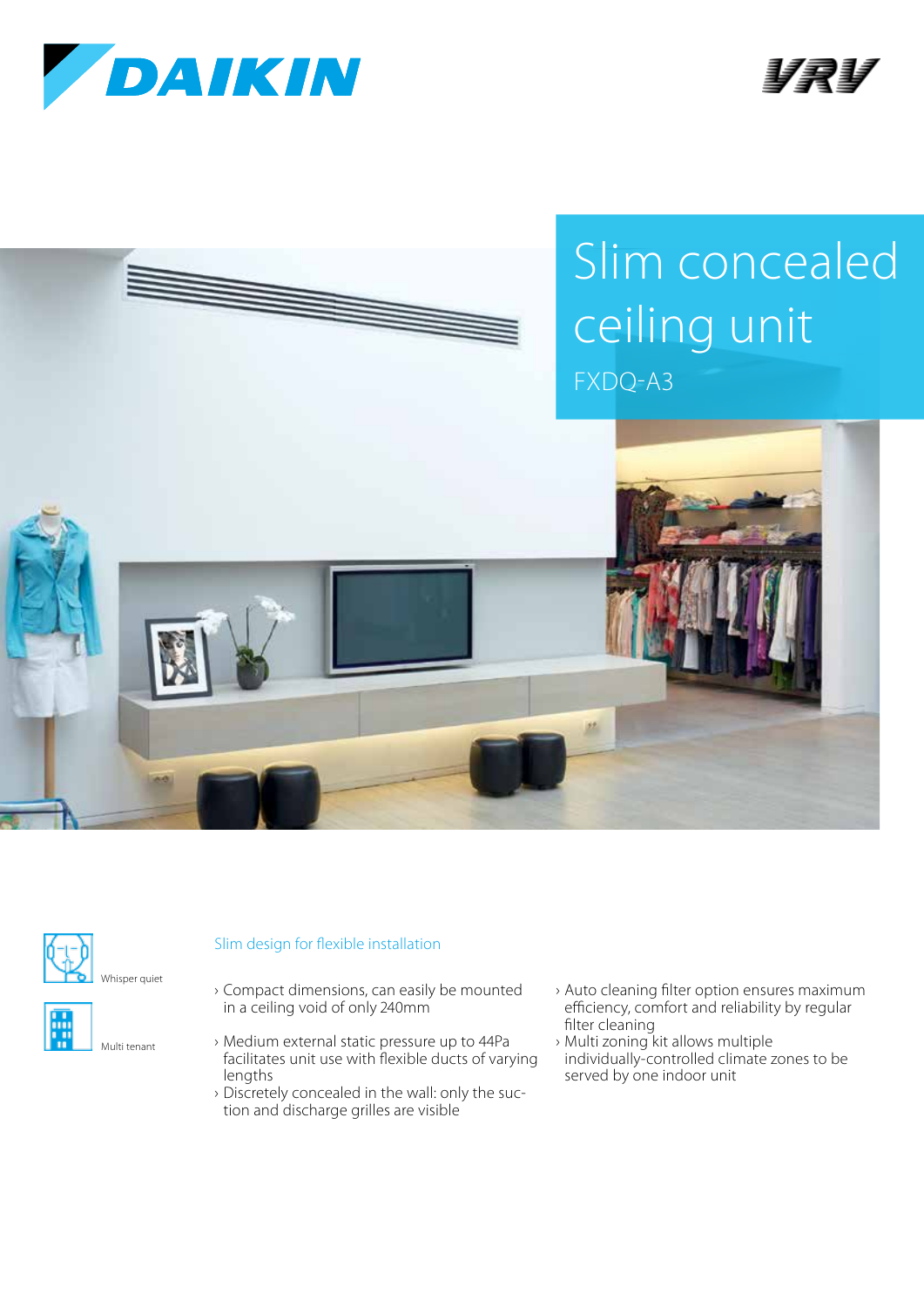DAIKIN

VRV

# Slim concealed ceiling unit

FXDQ-A3

Whisper quiet

Multi tenant

## Slim design for flexible installation

- Compact dimensions, can easily be mounted in a ceiling void of only 240mm
- Medium external static pressure up to 44Pa facilitates unit use with flexible ducts of varying lengths
- Discretely concealed in the wall: only the suction and discharge grilles are visible
- Auto cleaning filter option ensures maximum efficiency, comfort and reliability by regular filter cleaning
- Multi zoning kit allows multiple individually-controlled climate zones to be served by one indoor unit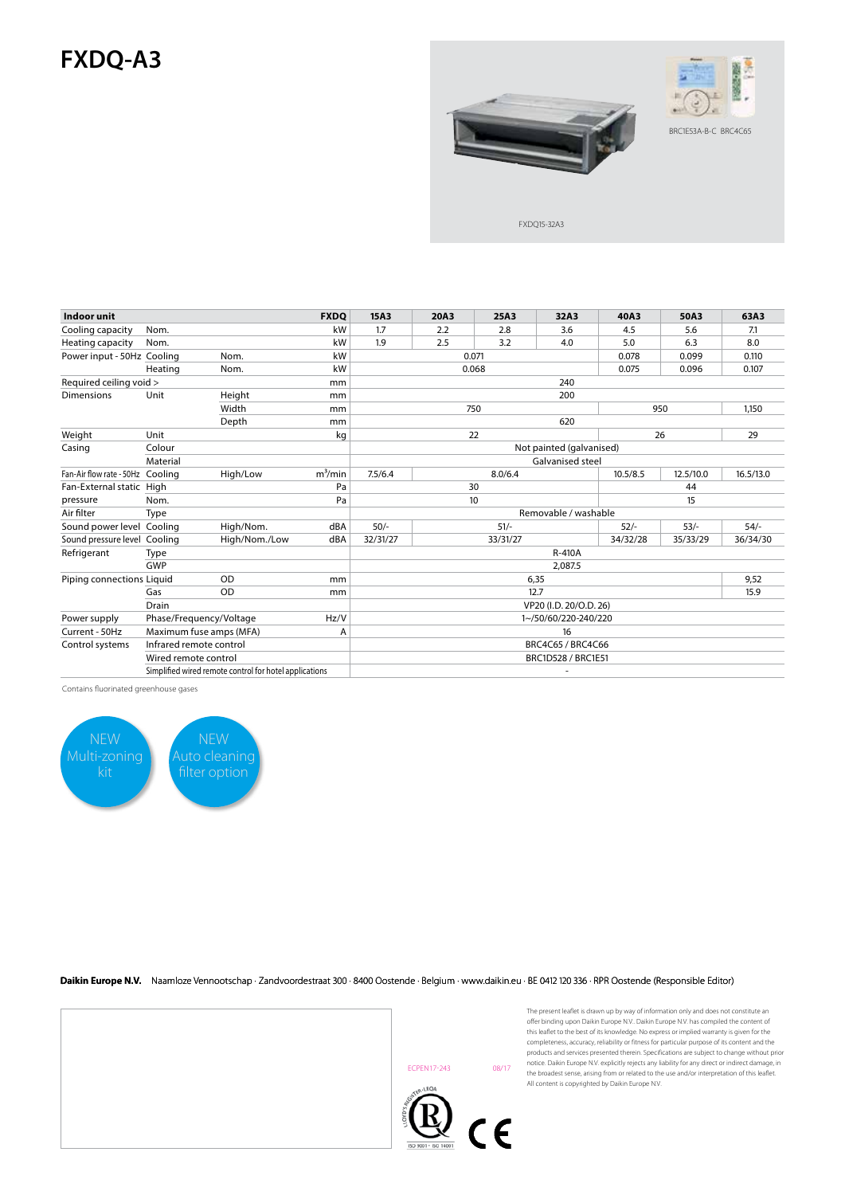# FXDQ-A3

BRC1E53A-B-C BRC4C65

FXDQ15-32A3

| Indoor unit | | | FXDQ | 15A3 | 20A3 | 25A3 | 32A3 | 40A3 | 50A3 | 63A3 |
|---|---|---|---|---|---|---|---|---|---|---|
| Cooling capacity | Nom. | | kW | 1.7 | 2.2 | 2.8 | 3.6 | 4.5 | 5.6 | 7.1 |
| Heating capacity | Nom. | | kW | 1.9 | 2.5 | 3.2 | 4.0 | 5.0 | 6.3 | 8.0 |
| Power input - 50Hz | Cooling | Nom. | kW | 0.071 | | | | 0.078 | 0.099 | 0.110 |
| | Heating | Nom. | kW | 0.068 | | | | 0.075 | 0.096 | 0.107 |
| Required ceiling void > | | | mm | 240 | | | | | | |
| Dimensions | Unit | Height | mm | 200 | | | | | | |
| | | Width | mm | 750 | | | | 950 | | 1,150 |
| | | Depth | mm | 620 | | | | | | |
| Weight | Unit | | kg | 22 | | | | 26 | | 29 |
| Casing | Colour | | | Not painted (galvanised) | | | | | | |
| | Material | | | Galvanised steel | | | | | | |
| Fan-Air flow rate - 50Hz | Cooling | High/Low | m³/min | 7.5/6.4 | 8.0/6.4 | | | 10.5/8.5 | 12.5/10.0 | 16.5/13.0 |
| Fan-External static pressure | High | | Pa | 30 | | | | 44 | | |
| | Nom. | | Pa | 10 | | | | 15 | | |
| Air filter | Type | | | Removable / washable | | | | | | |
| Sound power level | Cooling | High/Nom. | dBA | 50/- | 51/- | | | 52/- | 53/- | 54/- |
| Sound pressure level | Cooling | High/Nom./Low | dBA | 32/31/27 | 33/31/27 | | | 34/32/28 | 35/33/29 | 36/34/30 |
| Refrigerant | Type | | | R-410A | | | | | | |
| | GWP | | | 2,087.5 | | | | | | |
| Piping connections | Liquid | OD | mm | 6,35 | | | | | | 9,52 |
| | Gas | OD | mm | 12.7 | | | | | | 15.9 |
| | Drain | | | VP20 (I.D. 20/O.D. 26) | | | | | | |
| Power supply | Phase/Frequency/Voltage | | Hz/V | 1~/50/60/220-240/220 | | | | | | |
| Current - 50Hz | Maximum fuse amps (MFA) | | A | 16 | | | | | | |
| Control systems | Infrared remote control | | | BRC4C65 / BRC4C66 | | | | | | |
| | Wired remote control | | | BRC1D528 / BRC1E51 | | | | | | |
| | Simplified wired remote control for hotel applications | | | - | | | | | | |

Contains fluorinated greenhouse gases

NEW Multi-zoning kit

NEW Auto cleaning filter option

**Daikin Europe N.V.** Naamloze Vennootschap · Zandvoordestraat 300 · 8400 Oostende · Belgium · www.daikin.eu · BE 0412 120 336 · RPR Oostende (Responsible Editor)

ECPEN17-243 08/17

The present leaflet is drawn up by way of information only and does not constitute an offer binding upon Daikin Europe N.V.. Daikin Europe N.V. has compiled the content of this leaflet to the best of its knowledge. No express or implied warranty is given for the completeness, accuracy, reliability or fitness for particular purpose of its content and the products and services presented therein. Specifications are subject to change without prior notice. Daikin Europe N.V. explicitly rejects any liability for any direct or indirect damage, in the broadest sense, arising from or related to the use and/or interpretation of this leaflet. All content is copyrighted by Daikin Europe N.V.